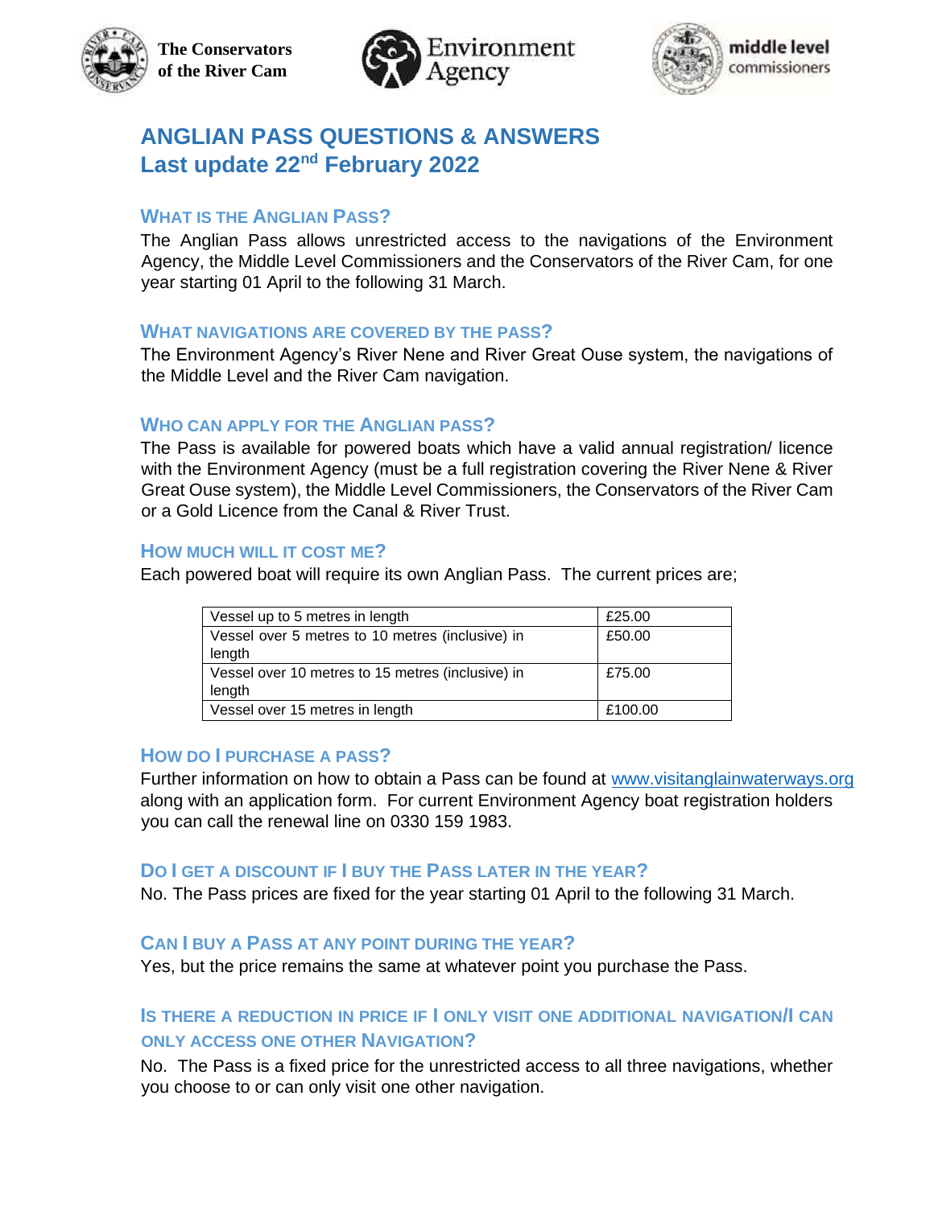The Conservators of the River Cam

Environment Agency

middle level commissioners

# ANGLIAN PASS QUESTIONS & ANSWERS
## Last update 22nd February 2022

### WHAT IS THE ANGLIAN PASS?

The Anglian Pass allows unrestricted access to the navigations of the Environment Agency, the Middle Level Commissioners and the Conservators of the River Cam, for one year starting 01 April to the following 31 March.

### WHAT NAVIGATIONS ARE COVERED BY THE PASS?

The Environment Agency's River Nene and River Great Ouse system, the navigations of the Middle Level and the River Cam navigation.

### WHO CAN APPLY FOR THE ANGLIAN PASS?

The Pass is available for powered boats which have a valid annual registration/ licence with the Environment Agency (must be a full registration covering the River Nene & River Great Ouse system), the Middle Level Commissioners, the Conservators of the River Cam or a Gold Licence from the Canal & River Trust.

### HOW MUCH WILL IT COST ME?

Each powered boat will require its own Anglian Pass. The current prices are;

| Vessel | Price |
|---|---|
| Vessel up to 5 metres in length | £25.00 |
| Vessel over 5 metres to 10 metres (inclusive) in length | £50.00 |
| Vessel over 10 metres to 15 metres (inclusive) in length | £75.00 |
| Vessel over 15 metres in length | £100.00 |

### HOW DO I PURCHASE A PASS?

Further information on how to obtain a Pass can be found at www.visitanglainwaterways.org along with an application form. For current Environment Agency boat registration holders you can call the renewal line on 0330 159 1983.

### DO I GET A DISCOUNT IF I BUY THE PASS LATER IN THE YEAR?

No. The Pass prices are fixed for the year starting 01 April to the following 31 March.

### CAN I BUY A PASS AT ANY POINT DURING THE YEAR?

Yes, but the price remains the same at whatever point you purchase the Pass.

### IS THERE A REDUCTION IN PRICE IF I ONLY VISIT ONE ADDITIONAL NAVIGATION/I CAN ONLY ACCESS ONE OTHER NAVIGATION?

No. The Pass is a fixed price for the unrestricted access to all three navigations, whether you choose to or can only visit one other navigation.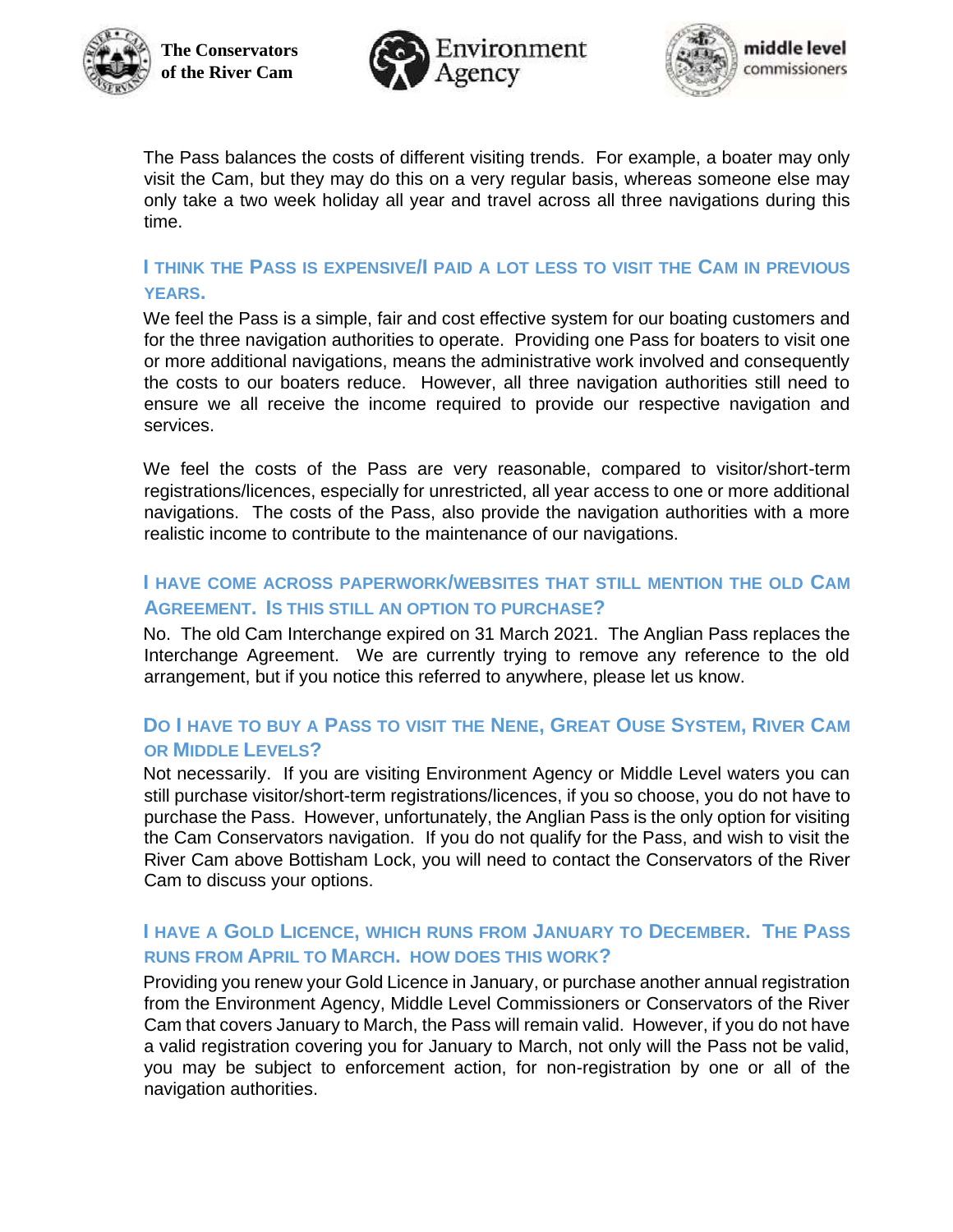The Pass balances the costs of different visiting trends. For example, a boater may only visit the Cam, but they may do this on a very regular basis, whereas someone else may only take a two week holiday all year and travel across all three navigations during this time.

### I think the Pass is expensive/I paid a lot less to visit the Cam in previous years.

We feel the Pass is a simple, fair and cost effective system for our boating customers and for the three navigation authorities to operate. Providing one Pass for boaters to visit one or more additional navigations, means the administrative work involved and consequently the costs to our boaters reduce. However, all three navigation authorities still need to ensure we all receive the income required to provide our respective navigation and services.

We feel the costs of the Pass are very reasonable, compared to visitor/short-term registrations/licences, especially for unrestricted, all year access to one or more additional navigations. The costs of the Pass, also provide the navigation authorities with a more realistic income to contribute to the maintenance of our navigations.

### I have come across paperwork/websites that still mention the old Cam Agreement. Is this still an option to purchase?

No. The old Cam Interchange expired on 31 March 2021. The Anglian Pass replaces the Interchange Agreement. We are currently trying to remove any reference to the old arrangement, but if you notice this referred to anywhere, please let us know.

### Do I have to buy a Pass to visit the Nene, Great Ouse System, River Cam or Middle Levels?

Not necessarily. If you are visiting Environment Agency or Middle Level waters you can still purchase visitor/short-term registrations/licences, if you so choose, you do not have to purchase the Pass. However, unfortunately, the Anglian Pass is the only option for visiting the Cam Conservators navigation. If you do not qualify for the Pass, and wish to visit the River Cam above Bottisham Lock, you will need to contact the Conservators of the River Cam to discuss your options.

### I have a Gold Licence, which runs from January to December. The Pass runs from April to March. How does this work?

Providing you renew your Gold Licence in January, or purchase another annual registration from the Environment Agency, Middle Level Commissioners or Conservators of the River Cam that covers January to March, the Pass will remain valid. However, if you do not have a valid registration covering you for January to March, not only will the Pass not be valid, you may be subject to enforcement action, for non-registration by one or all of the navigation authorities.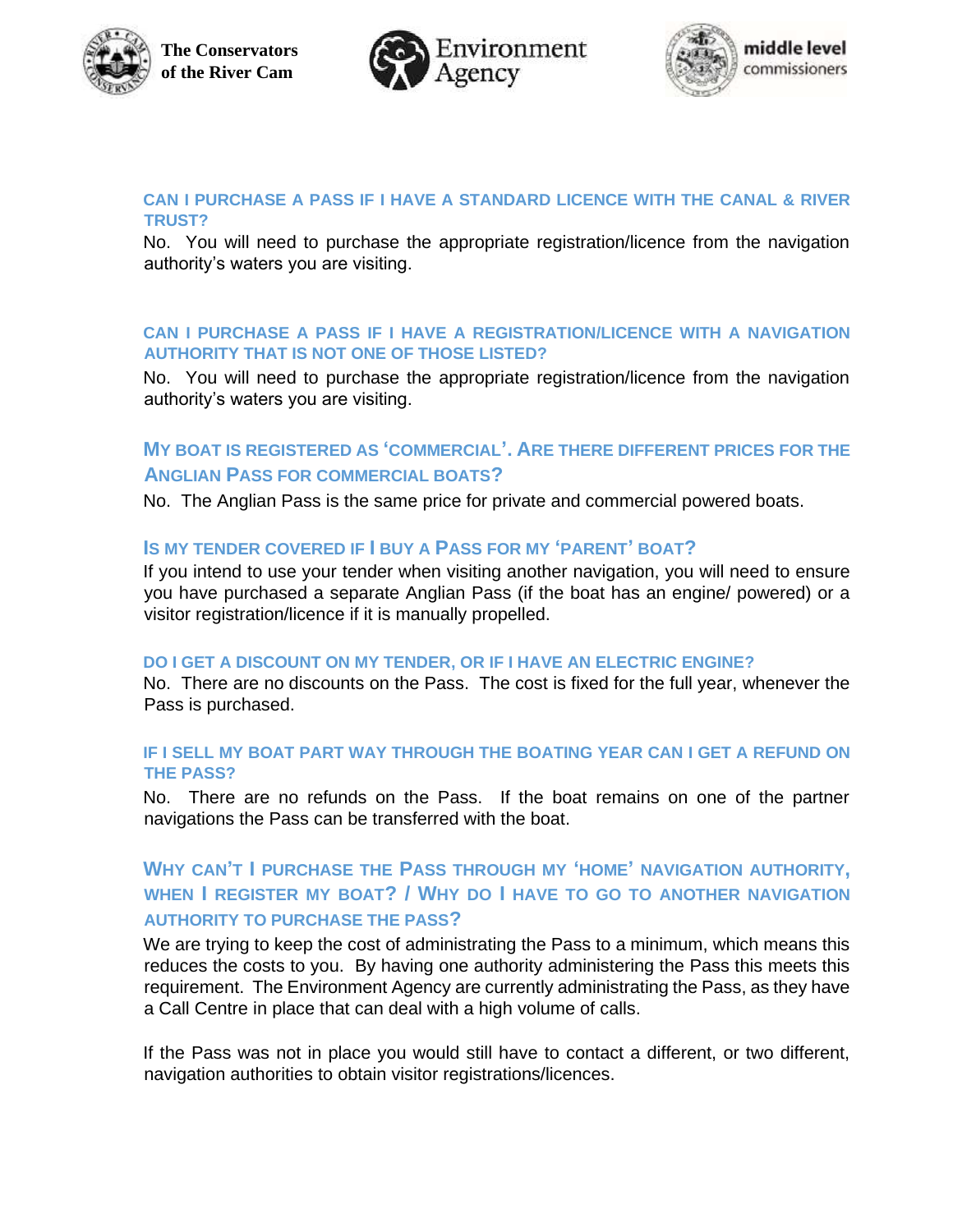### CAN I PURCHASE A PASS IF I HAVE A STANDARD LICENCE WITH THE CANAL & RIVER TRUST?

No. You will need to purchase the appropriate registration/licence from the navigation authority's waters you are visiting.

### CAN I PURCHASE A PASS IF I HAVE A REGISTRATION/LICENCE WITH A NAVIGATION AUTHORITY THAT IS NOT ONE OF THOSE LISTED?

No. You will need to purchase the appropriate registration/licence from the navigation authority's waters you are visiting.

### MY BOAT IS REGISTERED AS 'COMMERCIAL'. ARE THERE DIFFERENT PRICES FOR THE ANGLIAN PASS FOR COMMERCIAL BOATS?

No. The Anglian Pass is the same price for private and commercial powered boats.

### IS MY TENDER COVERED IF I BUY A PASS FOR MY 'PARENT' BOAT?

If you intend to use your tender when visiting another navigation, you will need to ensure you have purchased a separate Anglian Pass (if the boat has an engine/ powered) or a visitor registration/licence if it is manually propelled.

### DO I GET A DISCOUNT ON MY TENDER, OR IF I HAVE AN ELECTRIC ENGINE?

No. There are no discounts on the Pass. The cost is fixed for the full year, whenever the Pass is purchased.

### IF I SELL MY BOAT PART WAY THROUGH THE BOATING YEAR CAN I GET A REFUND ON THE PASS?

No. There are no refunds on the Pass. If the boat remains on one of the partner navigations the Pass can be transferred with the boat.

### WHY CAN'T I PURCHASE THE PASS THROUGH MY 'HOME' NAVIGATION AUTHORITY, WHEN I REGISTER MY BOAT? / WHY DO I HAVE TO GO TO ANOTHER NAVIGATION AUTHORITY TO PURCHASE THE PASS?

We are trying to keep the cost of administrating the Pass to a minimum, which means this reduces the costs to you. By having one authority administering the Pass this meets this requirement. The Environment Agency are currently administrating the Pass, as they have a Call Centre in place that can deal with a high volume of calls.

If the Pass was not in place you would still have to contact a different, or two different, navigation authorities to obtain visitor registrations/licences.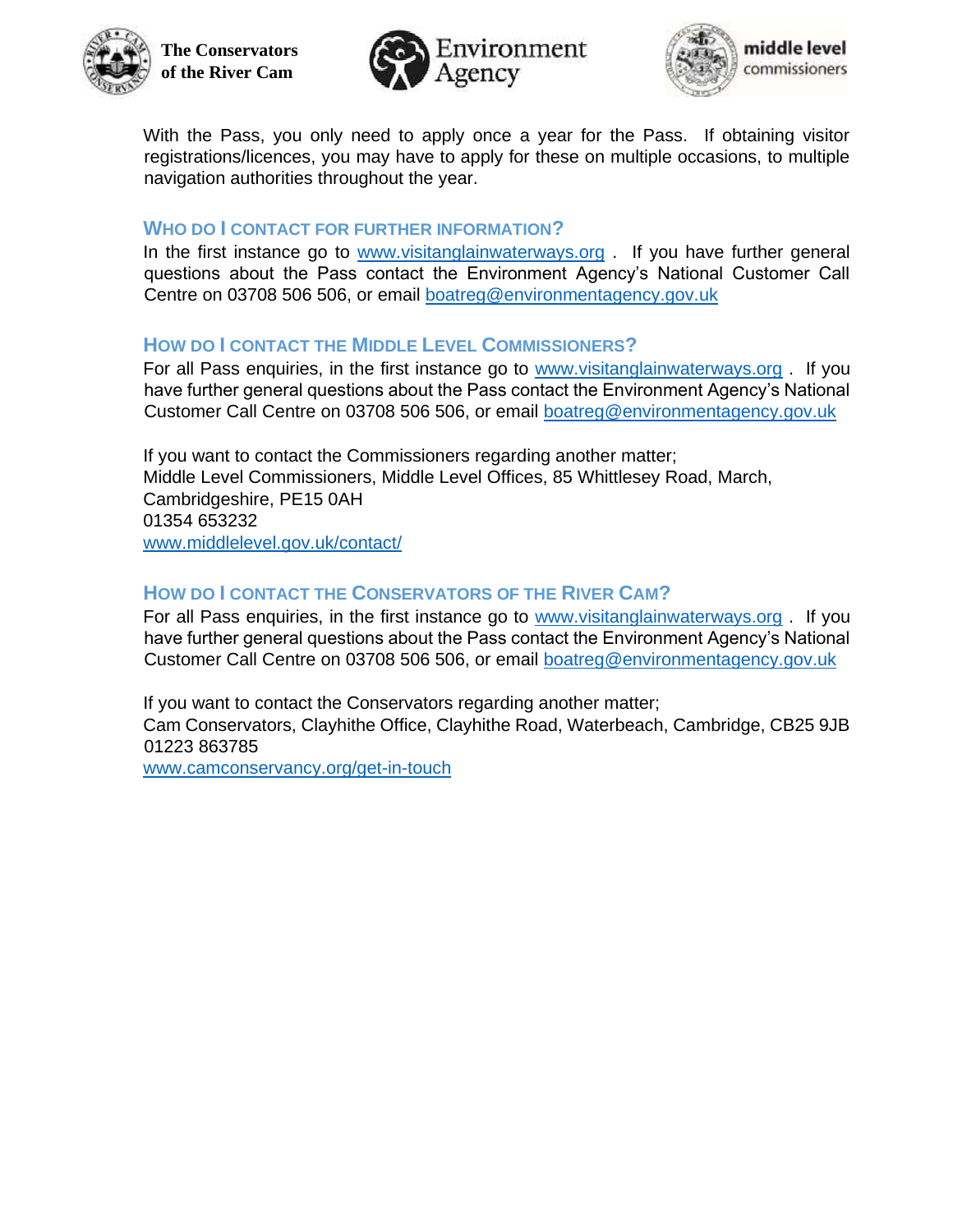The Conservators of the River Cam

Environment Agency

middle level commissioners

With the Pass, you only need to apply once a year for the Pass. If obtaining visitor registrations/licences, you may have to apply for these on multiple occasions, to multiple navigation authorities throughout the year.

### Who do I contact for further information?

In the first instance go to www.visitanglainwaterways.org . If you have further general questions about the Pass contact the Environment Agency's National Customer Call Centre on 03708 506 506, or email boatreg@environmentagency.gov.uk

### How do I contact the Middle Level Commissioners?

For all Pass enquiries, in the first instance go to www.visitanglainwaterways.org . If you have further general questions about the Pass contact the Environment Agency's National Customer Call Centre on 03708 506 506, or email boatreg@environmentagency.gov.uk

If you want to contact the Commissioners regarding another matter;
Middle Level Commissioners, Middle Level Offices, 85 Whittlesey Road, March, Cambridgeshire, PE15 0AH
01354 653232
www.middlelevel.gov.uk/contact/

### How do I contact the Conservators of the River Cam?

For all Pass enquiries, in the first instance go to www.visitanglainwaterways.org . If you have further general questions about the Pass contact the Environment Agency's National Customer Call Centre on 03708 506 506, or email boatreg@environmentagency.gov.uk

If you want to contact the Conservators regarding another matter;
Cam Conservators, Clayhithe Office, Clayhithe Road, Waterbeach, Cambridge, CB25 9JB
01223 863785
www.camconservancy.org/get-in-touch